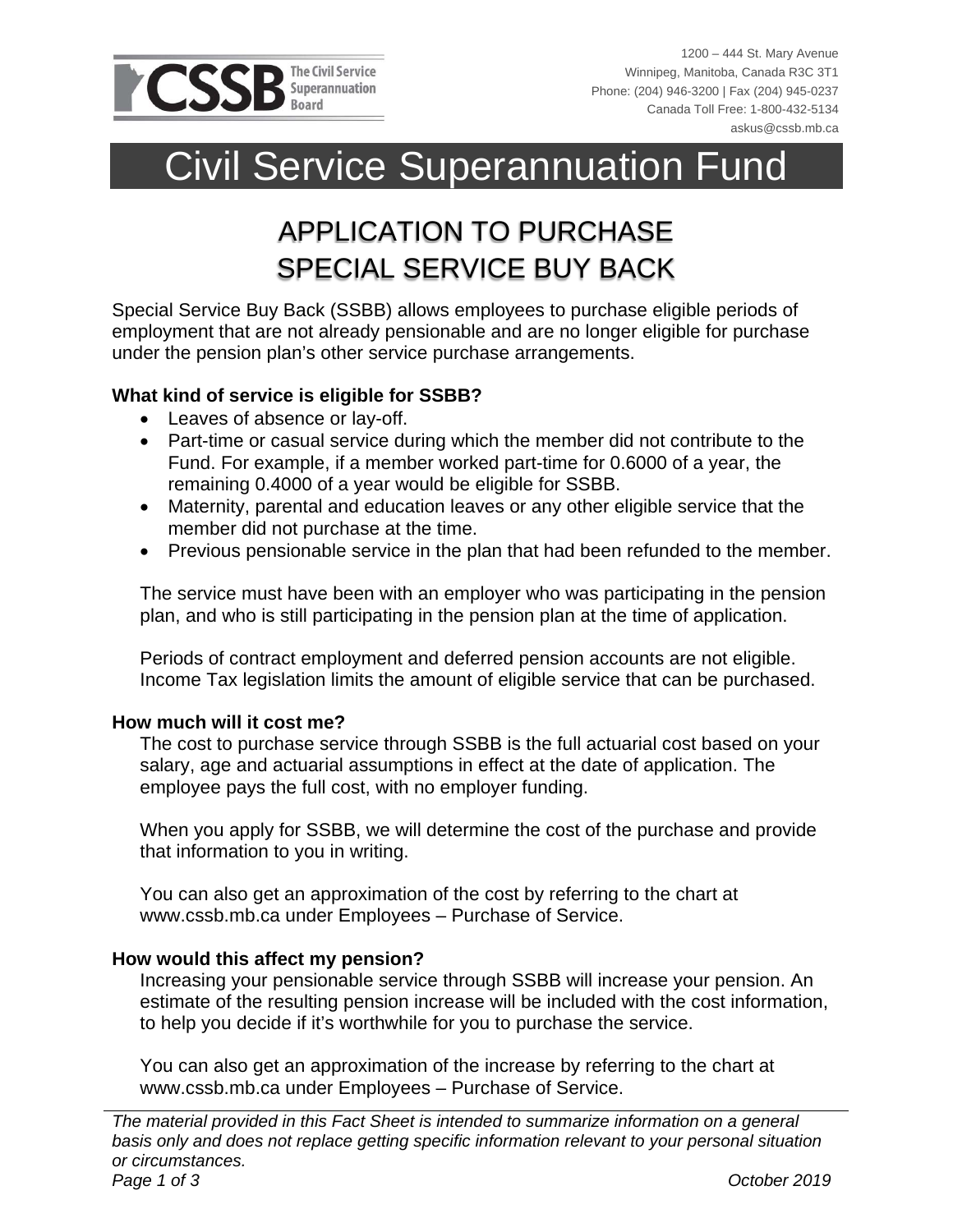1200 – 444 St. Mary Avenue
Winnipeg, Manitoba, Canada R3C 3T1
Phone: (204) 946-3200 | Fax (204) 945-0237
Canada Toll Free: 1-800-432-5134
askus@cssb.mb.ca

# Civil Service Superannuation Fund

## APPLICATION TO PURCHASE SPECIAL SERVICE BUY BACK

Special Service Buy Back (SSBB) allows employees to purchase eligible periods of employment that are not already pensionable and are no longer eligible for purchase under the pension plan's other service purchase arrangements.

**What kind of service is eligible for SSBB?**

- Leaves of absence or lay-off.
- Part-time or casual service during which the member did not contribute to the Fund. For example, if a member worked part-time for 0.6000 of a year, the remaining 0.4000 of a year would be eligible for SSBB.
- Maternity, parental and education leaves or any other eligible service that the member did not purchase at the time.
- Previous pensionable service in the plan that had been refunded to the member.

The service must have been with an employer who was participating in the pension plan, and who is still participating in the pension plan at the time of application.

Periods of contract employment and deferred pension accounts are not eligible. Income Tax legislation limits the amount of eligible service that can be purchased.

**How much will it cost me?**

The cost to purchase service through SSBB is the full actuarial cost based on your salary, age and actuarial assumptions in effect at the date of application. The employee pays the full cost, with no employer funding.

When you apply for SSBB, we will determine the cost of the purchase and provide that information to you in writing.

You can also get an approximation of the cost by referring to the chart at www.cssb.mb.ca under Employees – Purchase of Service.

**How would this affect my pension?**

Increasing your pensionable service through SSBB will increase your pension. An estimate of the resulting pension increase will be included with the cost information, to help you decide if it's worthwhile for you to purchase the service.

You can also get an approximation of the increase by referring to the chart at www.cssb.mb.ca under Employees – Purchase of Service.

*The material provided in this Fact Sheet is intended to summarize information on a general basis only and does not replace getting specific information relevant to your personal situation or circumstances.*

*October 2019*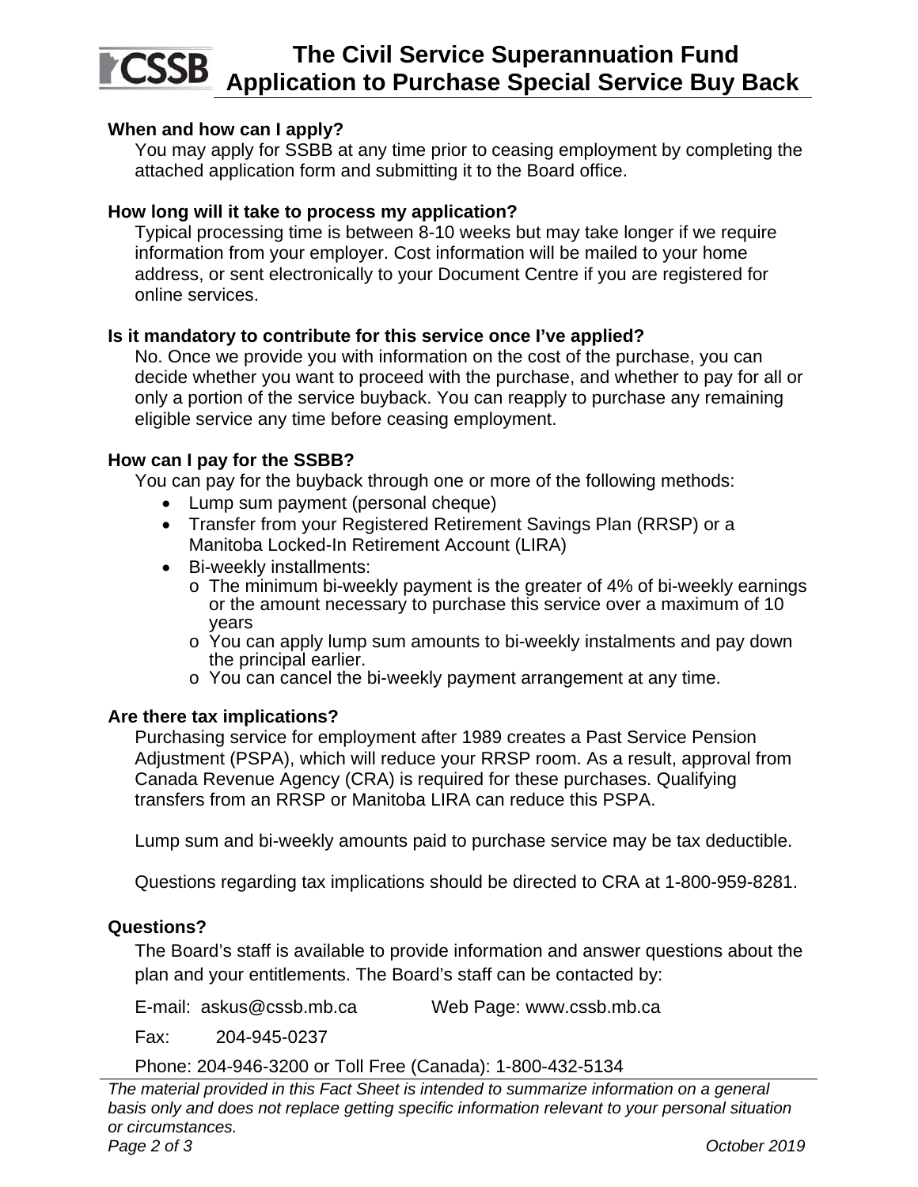### When and how can I apply?

You may apply for SSBB at any time prior to ceasing employment by completing the attached application form and submitting it to the Board office.

### How long will it take to process my application?

Typical processing time is between 8-10 weeks but may take longer if we require information from your employer. Cost information will be mailed to your home address, or sent electronically to your Document Centre if you are registered for online services.

### Is it mandatory to contribute for this service once I've applied?

No. Once we provide you with information on the cost of the purchase, you can decide whether you want to proceed with the purchase, and whether to pay for all or only a portion of the service buyback. You can reapply to purchase any remaining eligible service any time before ceasing employment.

### How can I pay for the SSBB?

You can pay for the buyback through one or more of the following methods:

- Lump sum payment (personal cheque)
- Transfer from your Registered Retirement Savings Plan (RRSP) or a Manitoba Locked-In Retirement Account (LIRA)
- Bi-weekly installments:
  - The minimum bi-weekly payment is the greater of 4% of bi-weekly earnings or the amount necessary to purchase this service over a maximum of 10 years
  - You can apply lump sum amounts to bi-weekly instalments and pay down the principal earlier.
  - You can cancel the bi-weekly payment arrangement at any time.

### Are there tax implications?

Purchasing service for employment after 1989 creates a Past Service Pension Adjustment (PSPA), which will reduce your RRSP room. As a result, approval from Canada Revenue Agency (CRA) is required for these purchases. Qualifying transfers from an RRSP or Manitoba LIRA can reduce this PSPA.

Lump sum and bi-weekly amounts paid to purchase service may be tax deductible.

Questions regarding tax implications should be directed to CRA at 1-800-959-8281.

### Questions?

The Board's staff is available to provide information and answer questions about the plan and your entitlements. The Board's staff can be contacted by:

E-mail: askus@cssb.mb.ca Web Page: www.cssb.mb.ca

Fax: 204-945-0237

Phone: 204-946-3200 or Toll Free (Canada): 1-800-432-5134

*The material provided in this Fact Sheet is intended to summarize information on a general basis only and does not replace getting specific information relevant to your personal situation or circumstances.*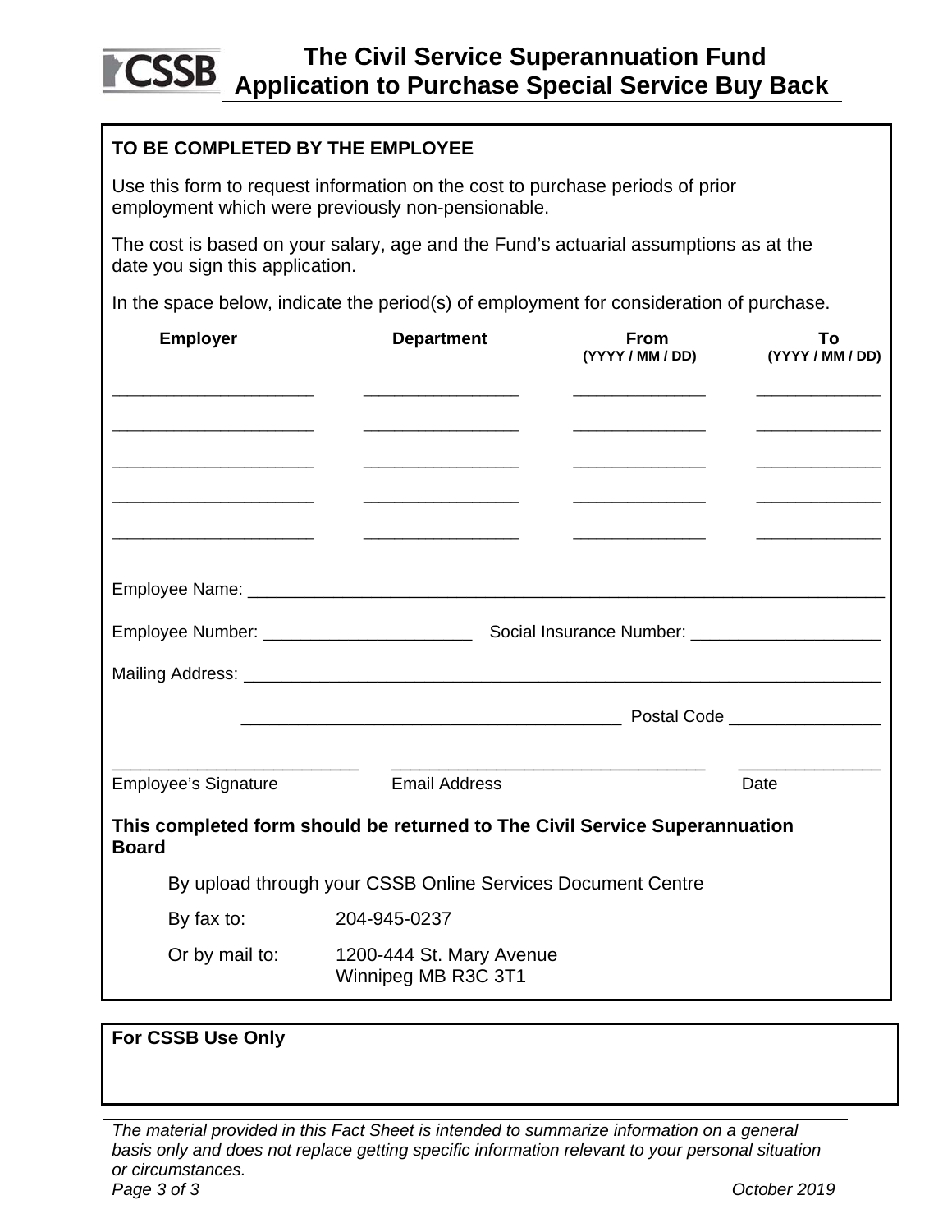# The Civil Service Superannuation Fund
# Application to Purchase Special Service Buy Back

**TO BE COMPLETED BY THE EMPLOYEE**

Use this form to request information on the cost to purchase periods of prior employment which were previously non-pensionable.

The cost is based on your salary, age and the Fund's actuarial assumptions as at the date you sign this application.

In the space below, indicate the period(s) of employment for consideration of purchase.

| Employer | Department | From (YYYY / MM / DD) | To (YYYY / MM / DD) |
|---|---|---|---|
| | | | |
| | | | |
| | | | |
| | | | |
| | | | |

Employee Name: ______________________________________________

Employee Number: ______________________ Social Insurance Number: ____________________

Mailing Address: ______________________________________________

________________________________________ Postal Code ________________

_________________________ _________________________________ _______________

Employee's Signature    Email Address    Date

**This completed form should be returned to The Civil Service Superannuation Board**

By upload through your CSSB Online Services Document Centre

By fax to: 204-945-0237

Or by mail to: 1200-444 St. Mary Avenue
Winnipeg MB R3C 3T1

**For CSSB Use Only**

*The material provided in this Fact Sheet is intended to summarize information on a general basis only and does not replace getting specific information relevant to your personal situation or circumstances.*

*October 2019*